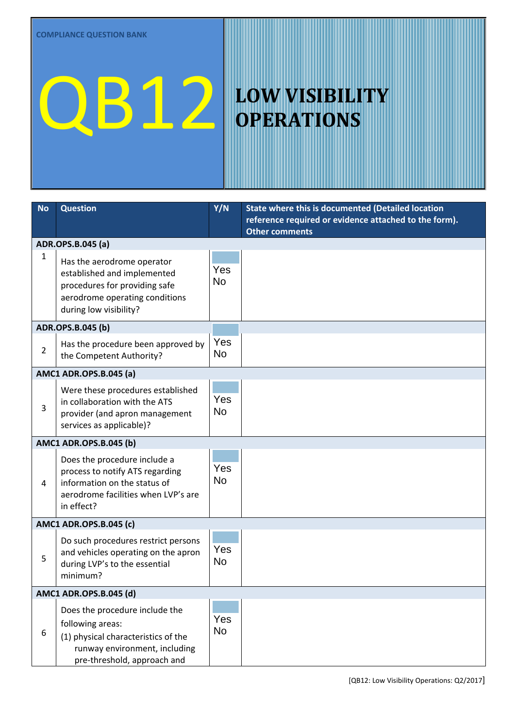COMPLIANCE QUESTION BANK

# QB12 LOW VISIBILITY OPERATIONS

| No | Question | Y/N | State where this is documented (Detailed location reference required or evidence attached to the form). Other comments |
|---|---|---|---|
| **ADR.OPS.B.045 (a)** | | | |
| 1 | Has the aerodrome operator established and implemented procedures for providing safe aerodrome operating conditions during low visibility? | Yes No | |
| **ADR.OPS.B.045 (b)** | | | |
| 2 | Has the procedure been approved by the Competent Authority? | Yes No | |
| **AMC1 ADR.OPS.B.045 (a)** | | | |
| 3 | Were these procedures established in collaboration with the ATS provider (and apron management services as applicable)? | Yes No | |
| **AMC1 ADR.OPS.B.045 (b)** | | | |
| 4 | Does the procedure include a process to notify ATS regarding information on the status of aerodrome facilities when LVP's are in effect? | Yes No | |
| **AMC1 ADR.OPS.B.045 (c)** | | | |
| 5 | Do such procedures restrict persons and vehicles operating on the apron during LVP's to the essential minimum? | Yes No | |
| **AMC1 ADR.OPS.B.045 (d)** | | | |
| 6 | Does the procedure include the following areas:<br>(1) physical characteristics of the runway environment, including pre-threshold, approach and | Yes No | |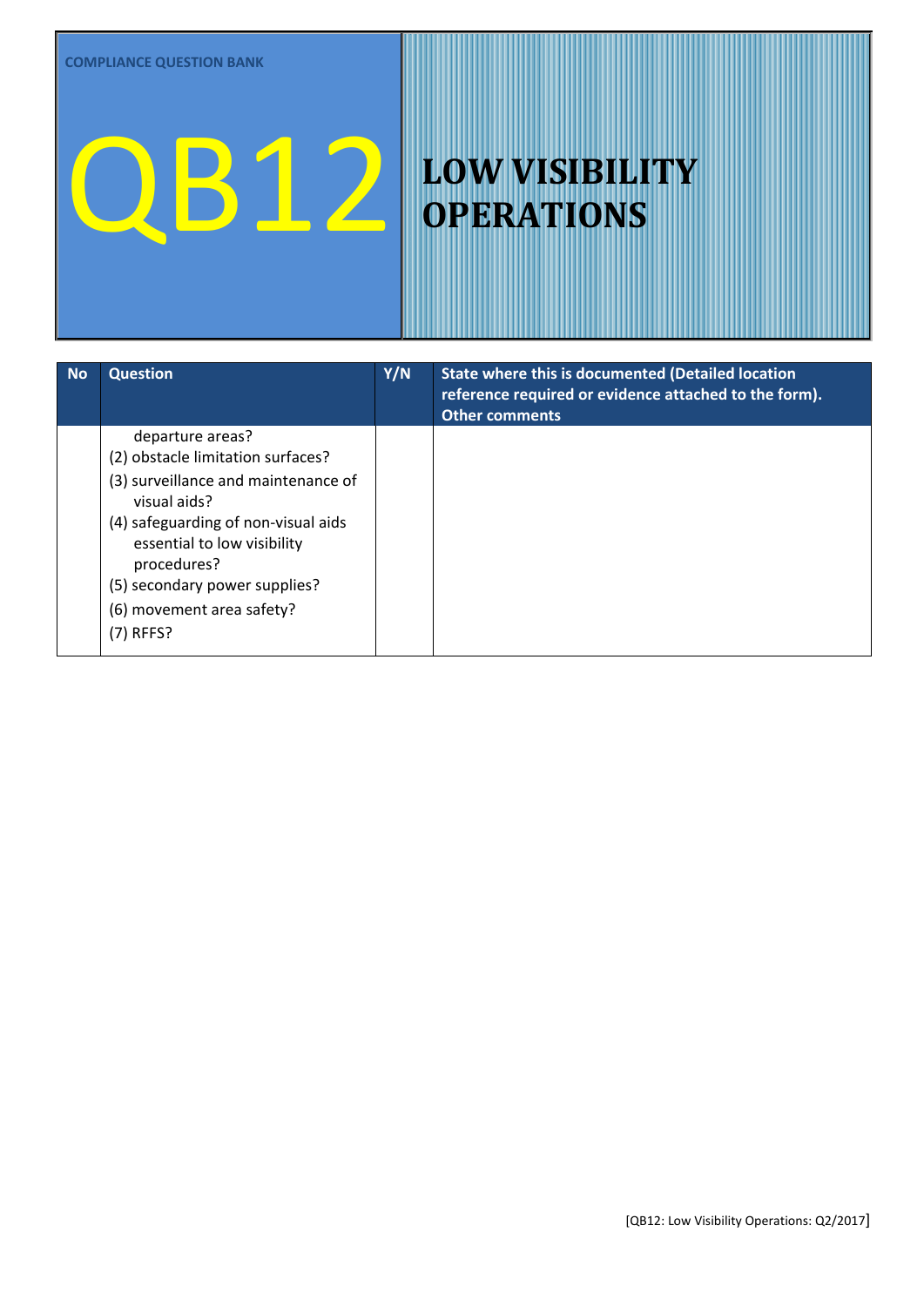COMPLIANCE QUESTION BANK

# QB12

# LOW VISIBILITY OPERATIONS

| No | Question | Y/N | State where this is documented (Detailed location reference required or evidence attached to the form). Other comments |
|---|---|---|---|
| | departure areas?<br>(2) obstacle limitation surfaces?<br>(3) surveillance and maintenance of visual aids?<br>(4) safeguarding of non-visual aids essential to low visibility procedures?<br>(5) secondary power supplies?<br>(6) movement area safety?<br>(7) RFFS? | | |